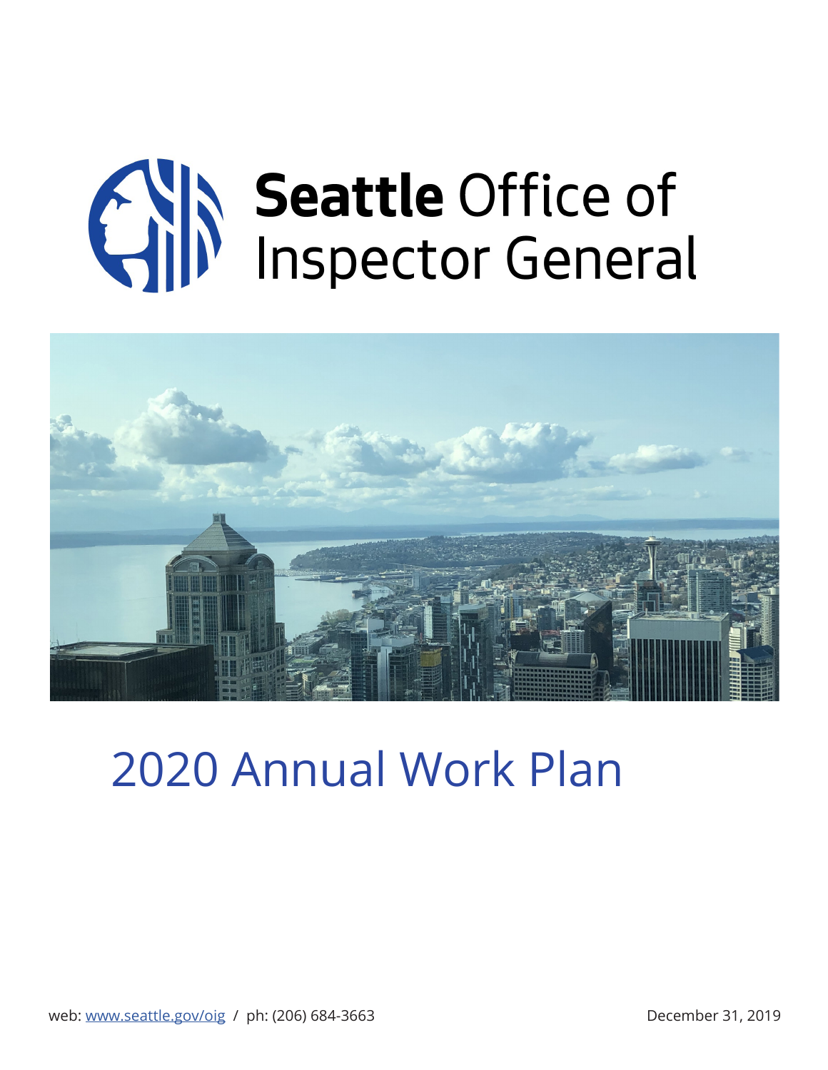# Seattle Office of Inspector General

# 2020 Annual Work Plan

web: [www.seattle.gov/oig](http://www.seattle.gov/oig) / ph: (206) 684-3663

December 31, 2019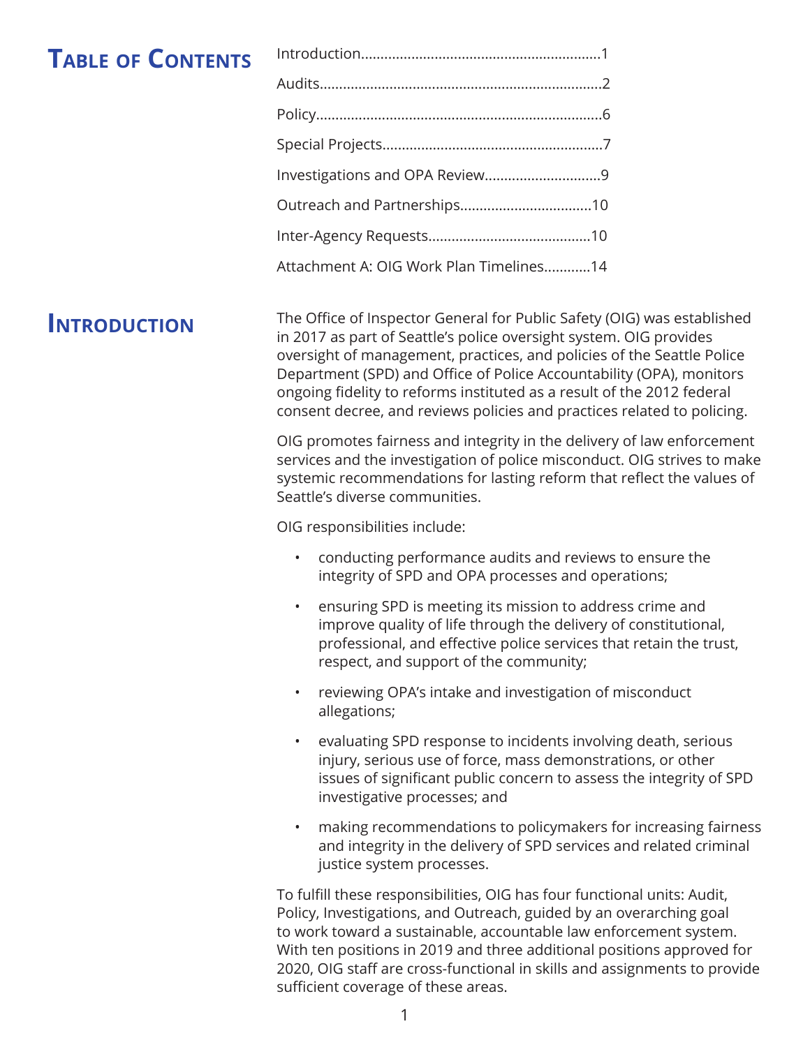# Table of Contents

Introduction............................................................1

Audits.........................................................................2

Policy.........................................................................6

Special Projects........................................................7

Investigations and OPA Review.............................9

Outreach and Partnerships.................................10

Inter-Agency Requests.........................................10

Attachment A: OIG Work Plan Timelines...........14

# Introduction

The Office of Inspector General for Public Safety (OIG) was established in 2017 as part of Seattle's police oversight system. OIG provides oversight of management, practices, and policies of the Seattle Police Department (SPD) and Office of Police Accountability (OPA), monitors ongoing fidelity to reforms instituted as a result of the 2012 federal consent decree, and reviews policies and practices related to policing.

OIG promotes fairness and integrity in the delivery of law enforcement services and the investigation of police misconduct. OIG strives to make systemic recommendations for lasting reform that reflect the values of Seattle's diverse communities.

OIG responsibilities include:

- conducting performance audits and reviews to ensure the integrity of SPD and OPA processes and operations;
- ensuring SPD is meeting its mission to address crime and improve quality of life through the delivery of constitutional, professional, and effective police services that retain the trust, respect, and support of the community;
- reviewing OPA's intake and investigation of misconduct allegations;
- evaluating SPD response to incidents involving death, serious injury, serious use of force, mass demonstrations, or other issues of significant public concern to assess the integrity of SPD investigative processes; and
- making recommendations to policymakers for increasing fairness and integrity in the delivery of SPD services and related criminal justice system processes.

To fulfill these responsibilities, OIG has four functional units: Audit, Policy, Investigations, and Outreach, guided by an overarching goal to work toward a sustainable, accountable law enforcement system. With ten positions in 2019 and three additional positions approved for 2020, OIG staff are cross-functional in skills and assignments to provide sufficient coverage of these areas.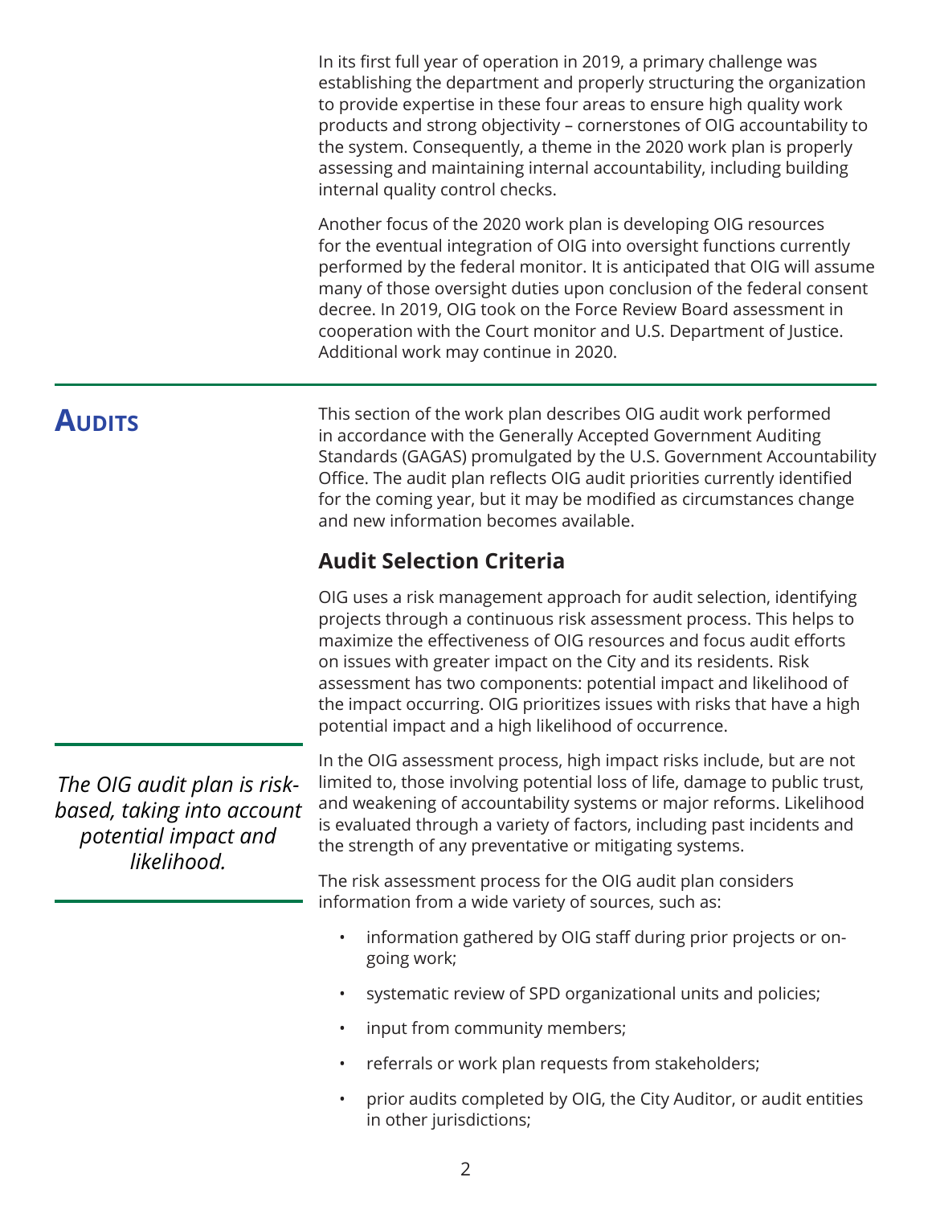In its first full year of operation in 2019, a primary challenge was establishing the department and properly structuring the organization to provide expertise in these four areas to ensure high quality work products and strong objectivity – cornerstones of OIG accountability to the system. Consequently, a theme in the 2020 work plan is properly assessing and maintaining internal accountability, including building internal quality control checks.

Another focus of the 2020 work plan is developing OIG resources for the eventual integration of OIG into oversight functions currently performed by the federal monitor. It is anticipated that OIG will assume many of those oversight duties upon conclusion of the federal consent decree. In 2019, OIG took on the Force Review Board assessment in cooperation with the Court monitor and U.S. Department of Justice. Additional work may continue in 2020.

## Audits

This section of the work plan describes OIG audit work performed in accordance with the Generally Accepted Government Auditing Standards (GAGAS) promulgated by the U.S. Government Accountability Office. The audit plan reflects OIG audit priorities currently identified for the coming year, but it may be modified as circumstances change and new information becomes available.

### Audit Selection Criteria

OIG uses a risk management approach for audit selection, identifying projects through a continuous risk assessment process. This helps to maximize the effectiveness of OIG resources and focus audit efforts on issues with greater impact on the City and its residents. Risk assessment has two components: potential impact and likelihood of the impact occurring. OIG prioritizes issues with risks that have a high potential impact and a high likelihood of occurrence.

*The OIG audit plan is risk-based, taking into account potential impact and likelihood.*

In the OIG assessment process, high impact risks include, but are not limited to, those involving potential loss of life, damage to public trust, and weakening of accountability systems or major reforms. Likelihood is evaluated through a variety of factors, including past incidents and the strength of any preventative or mitigating systems.

The risk assessment process for the OIG audit plan considers information from a wide variety of sources, such as:

- information gathered by OIG staff during prior projects or on-going work;
- systematic review of SPD organizational units and policies;
- input from community members;
- referrals or work plan requests from stakeholders;
- prior audits completed by OIG, the City Auditor, or audit entities in other jurisdictions;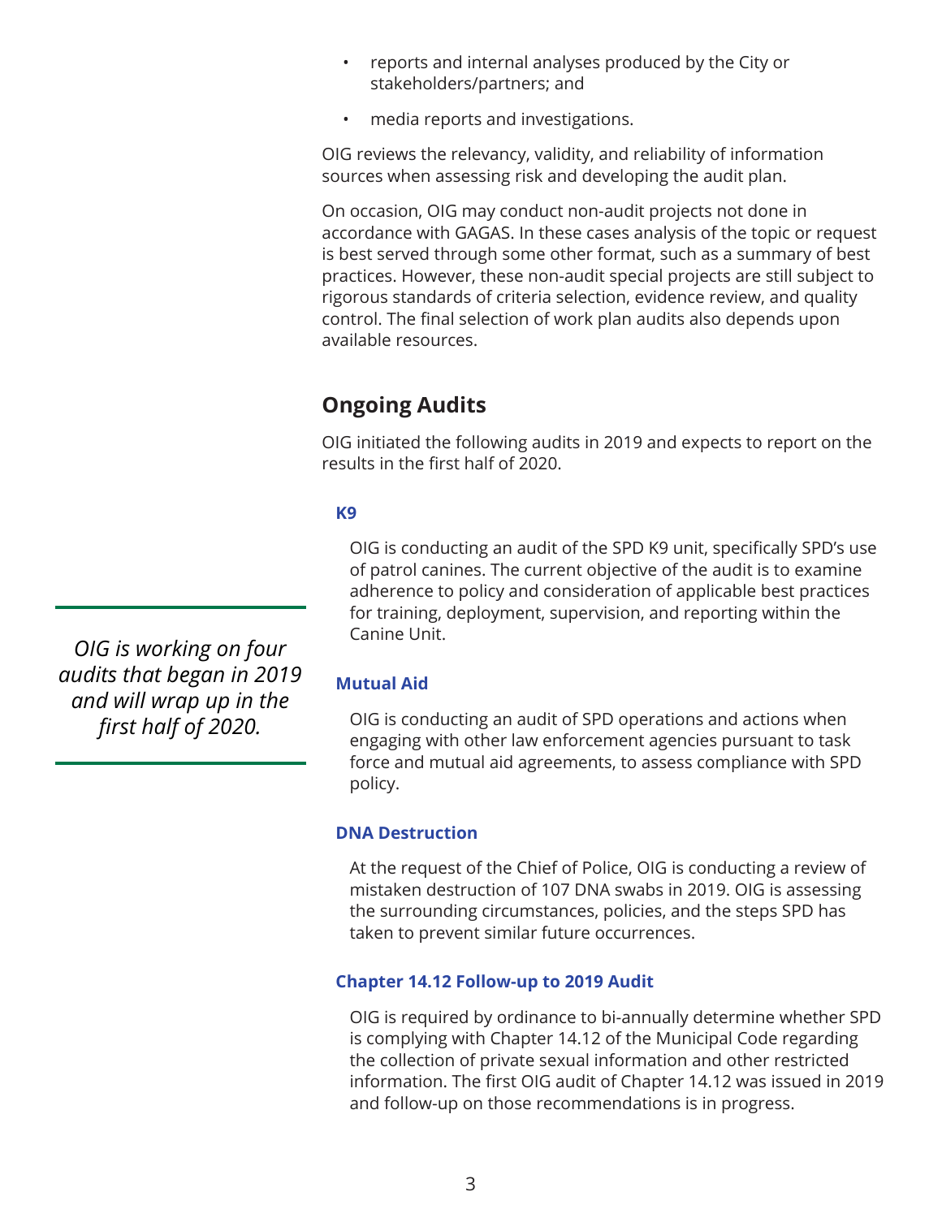- reports and internal analyses produced by the City or stakeholders/partners; and
- media reports and investigations.

OIG reviews the relevancy, validity, and reliability of information sources when assessing risk and developing the audit plan.

On occasion, OIG may conduct non-audit projects not done in accordance with GAGAS. In these cases analysis of the topic or request is best served through some other format, such as a summary of best practices. However, these non-audit special projects are still subject to rigorous standards of criteria selection, evidence review, and quality control. The final selection of work plan audits also depends upon available resources.

## Ongoing Audits

OIG initiated the following audits in 2019 and expects to report on the results in the first half of 2020.

*OIG is working on four audits that began in 2019 and will wrap up in the first half of 2020.*

### K9

OIG is conducting an audit of the SPD K9 unit, specifically SPD's use of patrol canines. The current objective of the audit is to examine adherence to policy and consideration of applicable best practices for training, deployment, supervision, and reporting within the Canine Unit.

### Mutual Aid

OIG is conducting an audit of SPD operations and actions when engaging with other law enforcement agencies pursuant to task force and mutual aid agreements, to assess compliance with SPD policy.

### DNA Destruction

At the request of the Chief of Police, OIG is conducting a review of mistaken destruction of 107 DNA swabs in 2019. OIG is assessing the surrounding circumstances, policies, and the steps SPD has taken to prevent similar future occurrences.

### Chapter 14.12 Follow-up to 2019 Audit

OIG is required by ordinance to bi-annually determine whether SPD is complying with Chapter 14.12 of the Municipal Code regarding the collection of private sexual information and other restricted information. The first OIG audit of Chapter 14.12 was issued in 2019 and follow-up on those recommendations is in progress.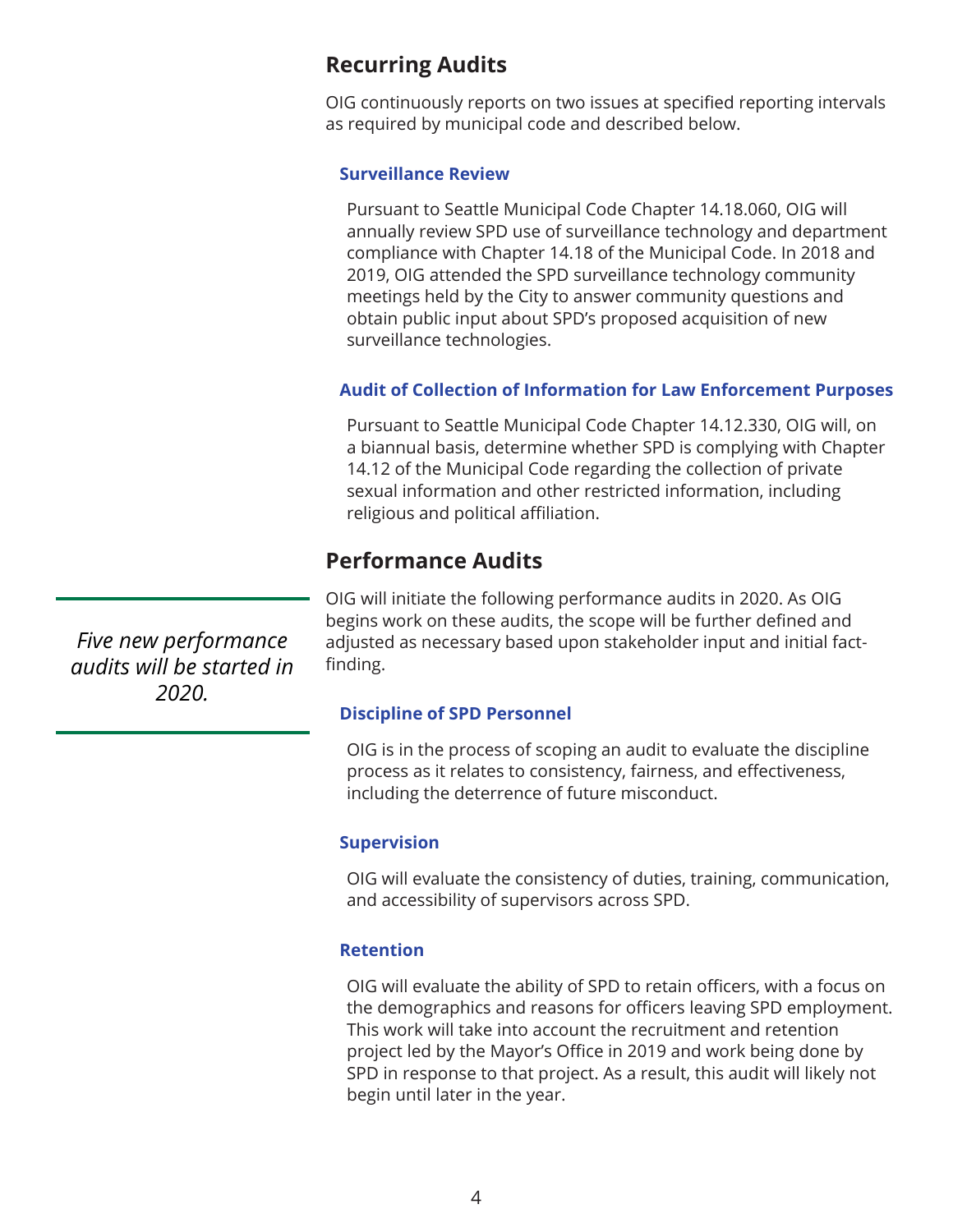## Recurring Audits

OIG continuously reports on two issues at specified reporting intervals as required by municipal code and described below.

### Surveillance Review

Pursuant to Seattle Municipal Code Chapter 14.18.060, OIG will annually review SPD use of surveillance technology and department compliance with Chapter 14.18 of the Municipal Code. In 2018 and 2019, OIG attended the SPD surveillance technology community meetings held by the City to answer community questions and obtain public input about SPD's proposed acquisition of new surveillance technologies.

### Audit of Collection of Information for Law Enforcement Purposes

Pursuant to Seattle Municipal Code Chapter 14.12.330, OIG will, on a biannual basis, determine whether SPD is complying with Chapter 14.12 of the Municipal Code regarding the collection of private sexual information and other restricted information, including religious and political affiliation.

## Performance Audits

*Five new performance audits will be started in 2020.*

OIG will initiate the following performance audits in 2020. As OIG begins work on these audits, the scope will be further defined and adjusted as necessary based upon stakeholder input and initial fact-finding.

### Discipline of SPD Personnel

OIG is in the process of scoping an audit to evaluate the discipline process as it relates to consistency, fairness, and effectiveness, including the deterrence of future misconduct.

### Supervision

OIG will evaluate the consistency of duties, training, communication, and accessibility of supervisors across SPD.

### Retention

OIG will evaluate the ability of SPD to retain officers, with a focus on the demographics and reasons for officers leaving SPD employment. This work will take into account the recruitment and retention project led by the Mayor's Office in 2019 and work being done by SPD in response to that project. As a result, this audit will likely not begin until later in the year.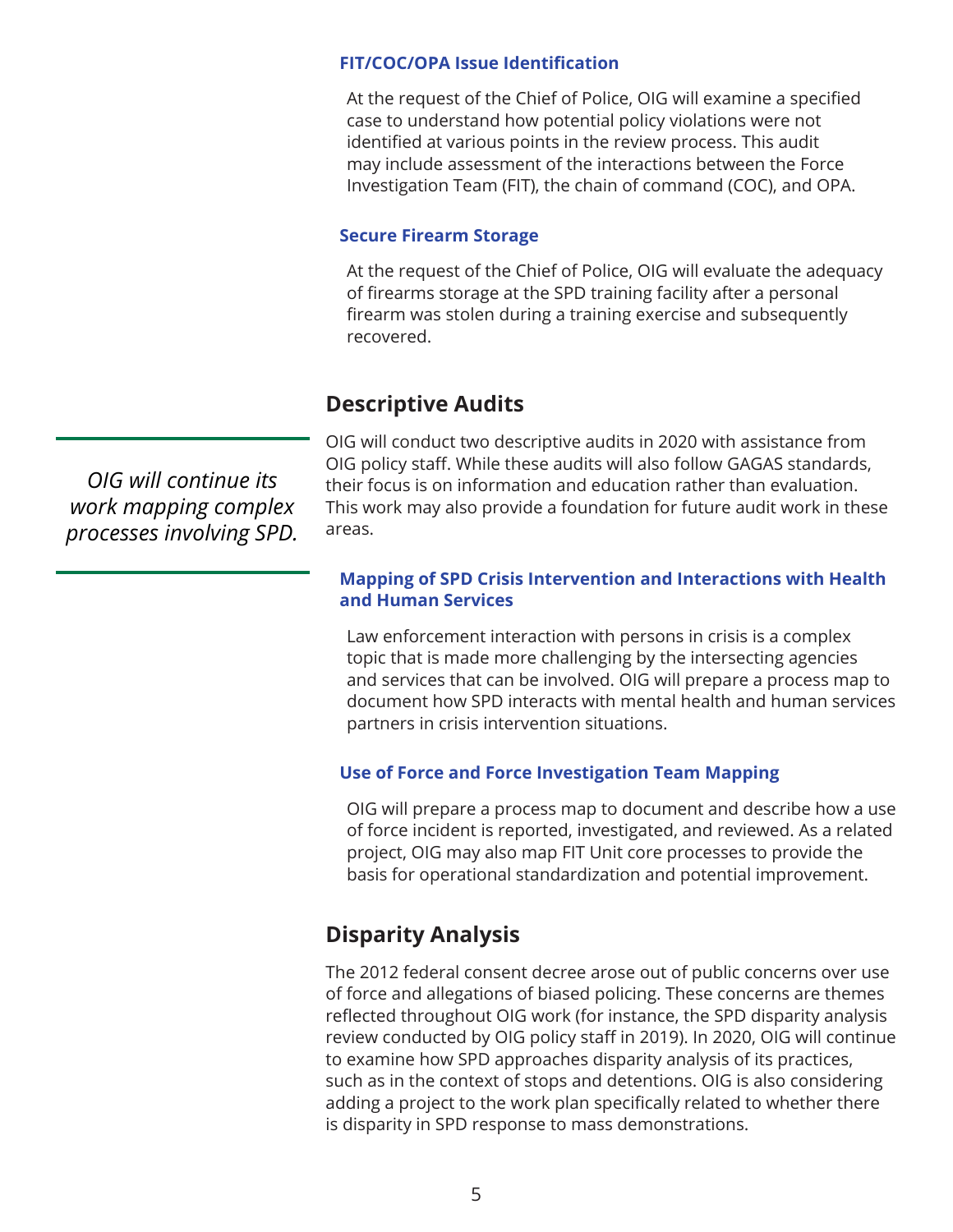### FIT/COC/OPA Issue Identification

At the request of the Chief of Police, OIG will examine a specified case to understand how potential policy violations were not identified at various points in the review process. This audit may include assessment of the interactions between the Force Investigation Team (FIT), the chain of command (COC), and OPA.

### Secure Firearm Storage

At the request of the Chief of Police, OIG will evaluate the adequacy of firearms storage at the SPD training facility after a personal firearm was stolen during a training exercise and subsequently recovered.

## Descriptive Audits

*OIG will continue its work mapping complex processes involving SPD.*

OIG will conduct two descriptive audits in 2020 with assistance from OIG policy staff. While these audits will also follow GAGAS standards, their focus is on information and education rather than evaluation. This work may also provide a foundation for future audit work in these areas.

### Mapping of SPD Crisis Intervention and Interactions with Health and Human Services

Law enforcement interaction with persons in crisis is a complex topic that is made more challenging by the intersecting agencies and services that can be involved. OIG will prepare a process map to document how SPD interacts with mental health and human services partners in crisis intervention situations.

### Use of Force and Force Investigation Team Mapping

OIG will prepare a process map to document and describe how a use of force incident is reported, investigated, and reviewed. As a related project, OIG may also map FIT Unit core processes to provide the basis for operational standardization and potential improvement.

## Disparity Analysis

The 2012 federal consent decree arose out of public concerns over use of force and allegations of biased policing. These concerns are themes reflected throughout OIG work (for instance, the SPD disparity analysis review conducted by OIG policy staff in 2019). In 2020, OIG will continue to examine how SPD approaches disparity analysis of its practices, such as in the context of stops and detentions. OIG is also considering adding a project to the work plan specifically related to whether there is disparity in SPD response to mass demonstrations.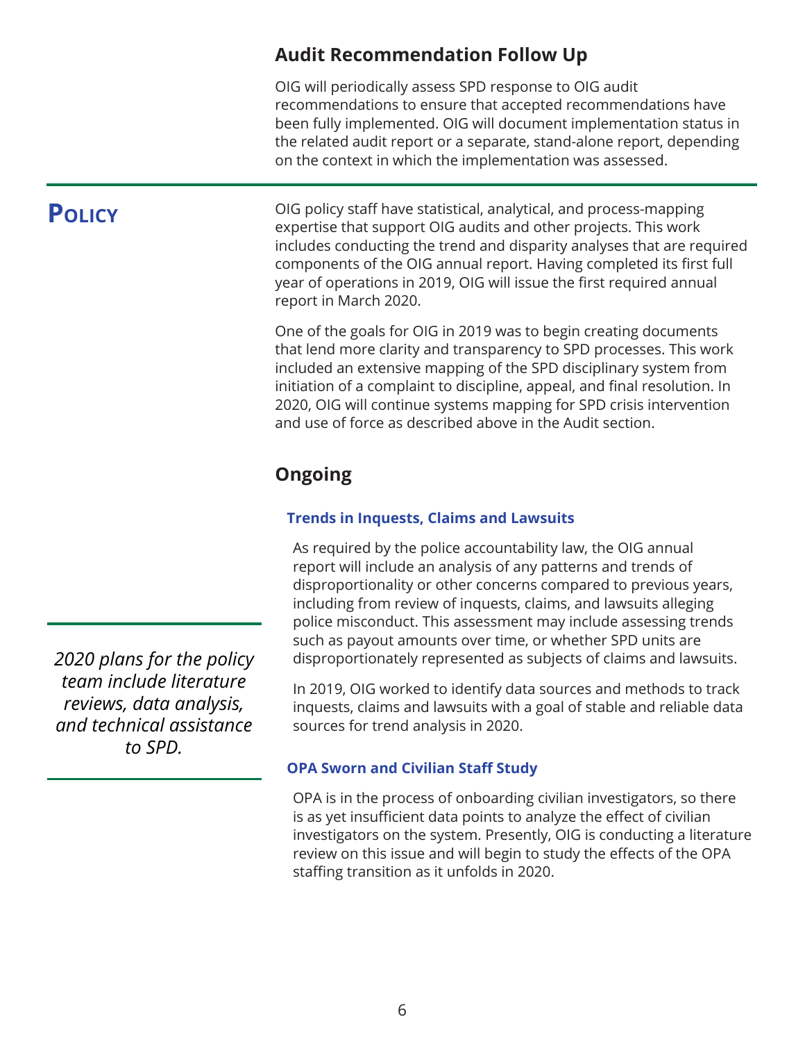### Audit Recommendation Follow Up

OIG will periodically assess SPD response to OIG audit recommendations to ensure that accepted recommendations have been fully implemented. OIG will document implementation status in the related audit report or a separate, stand-alone report, depending on the context in which the implementation was assessed.

## Policy

OIG policy staff have statistical, analytical, and process-mapping expertise that support OIG audits and other projects. This work includes conducting the trend and disparity analyses that are required components of the OIG annual report. Having completed its first full year of operations in 2019, OIG will issue the first required annual report in March 2020.

One of the goals for OIG in 2019 was to begin creating documents that lend more clarity and transparency to SPD processes. This work included an extensive mapping of the SPD disciplinary system from initiation of a complaint to discipline, appeal, and final resolution. In 2020, OIG will continue systems mapping for SPD crisis intervention and use of force as described above in the Audit section.

*2020 plans for the policy team include literature reviews, data analysis, and technical assistance to SPD.*

### Ongoing

#### Trends in Inquests, Claims and Lawsuits

As required by the police accountability law, the OIG annual report will include an analysis of any patterns and trends of disproportionality or other concerns compared to previous years, including from review of inquests, claims, and lawsuits alleging police misconduct. This assessment may include assessing trends such as payout amounts over time, or whether SPD units are disproportionately represented as subjects of claims and lawsuits.

In 2019, OIG worked to identify data sources and methods to track inquests, claims and lawsuits with a goal of stable and reliable data sources for trend analysis in 2020.

#### OPA Sworn and Civilian Staff Study

OPA is in the process of onboarding civilian investigators, so there is as yet insufficient data points to analyze the effect of civilian investigators on the system. Presently, OIG is conducting a literature review on this issue and will begin to study the effects of the OPA staffing transition as it unfolds in 2020.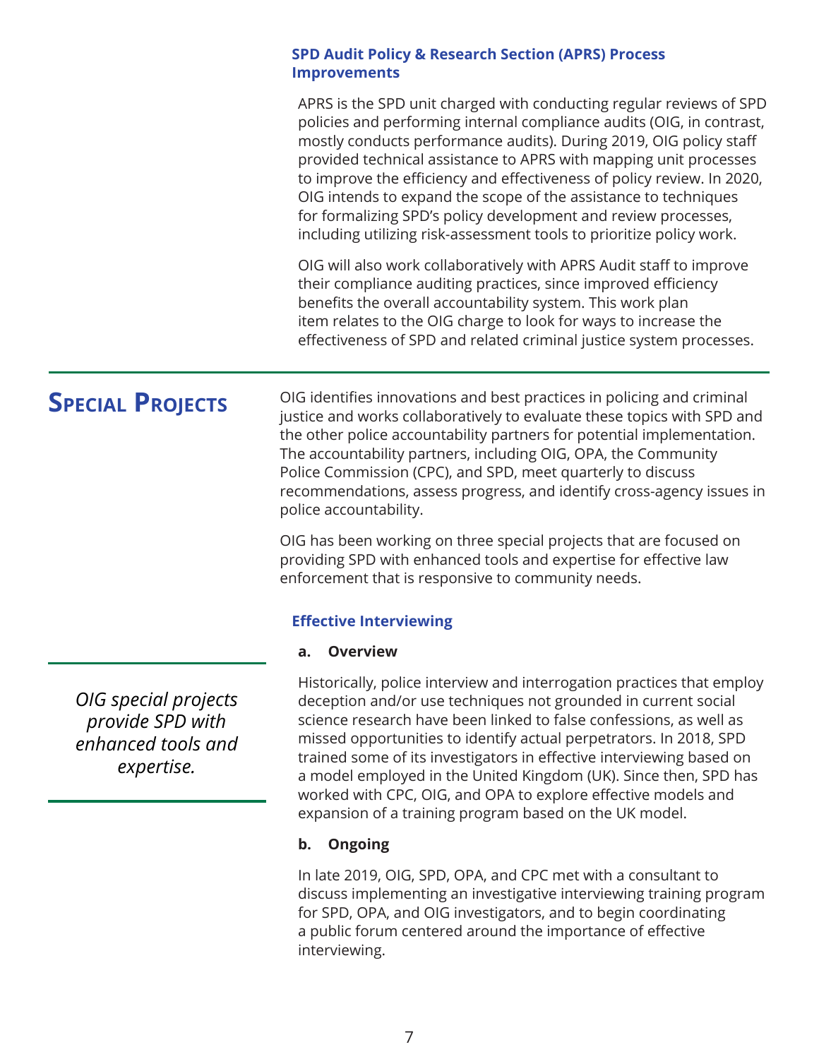### SPD Audit Policy & Research Section (APRS) Process Improvements

APRS is the SPD unit charged with conducting regular reviews of SPD policies and performing internal compliance audits (OIG, in contrast, mostly conducts performance audits). During 2019, OIG policy staff provided technical assistance to APRS with mapping unit processes to improve the efficiency and effectiveness of policy review. In 2020, OIG intends to expand the scope of the assistance to techniques for formalizing SPD's policy development and review processes, including utilizing risk-assessment tools to prioritize policy work.

OIG will also work collaboratively with APRS Audit staff to improve their compliance auditing practices, since improved efficiency benefits the overall accountability system. This work plan item relates to the OIG charge to look for ways to increase the effectiveness of SPD and related criminal justice system processes.

## Special Projects

OIG identifies innovations and best practices in policing and criminal justice and works collaboratively to evaluate these topics with SPD and the other police accountability partners for potential implementation. The accountability partners, including OIG, OPA, the Community Police Commission (CPC), and SPD, meet quarterly to discuss recommendations, assess progress, and identify cross-agency issues in police accountability.

OIG has been working on three special projects that are focused on providing SPD with enhanced tools and expertise for effective law enforcement that is responsive to community needs.

*OIG special projects provide SPD with enhanced tools and expertise.*

### Effective Interviewing

**a. Overview**

Historically, police interview and interrogation practices that employ deception and/or use techniques not grounded in current social science research have been linked to false confessions, as well as missed opportunities to identify actual perpetrators. In 2018, SPD trained some of its investigators in effective interviewing based on a model employed in the United Kingdom (UK). Since then, SPD has worked with CPC, OIG, and OPA to explore effective models and expansion of a training program based on the UK model.

**b. Ongoing**

In late 2019, OIG, SPD, OPA, and CPC met with a consultant to discuss implementing an investigative interviewing training program for SPD, OPA, and OIG investigators, and to begin coordinating a public forum centered around the importance of effective interviewing.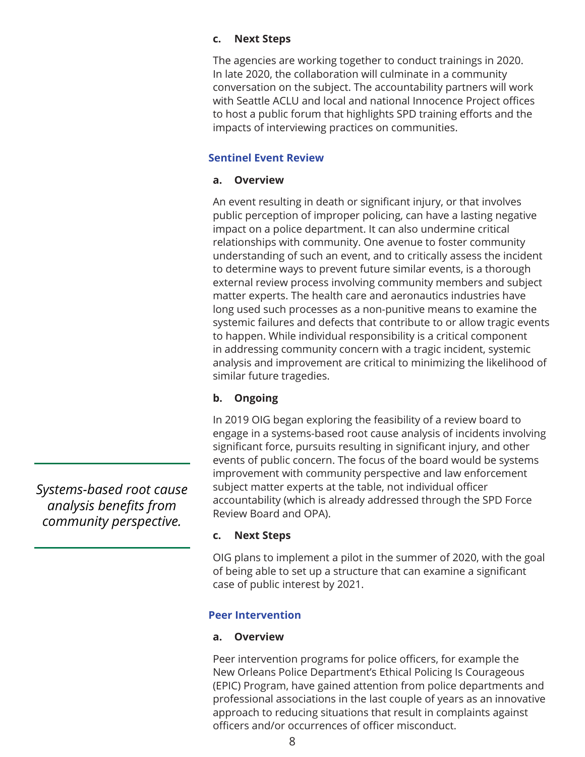**c. Next Steps**

The agencies are working together to conduct trainings in 2020. In late 2020, the collaboration will culminate in a community conversation on the subject. The accountability partners will work with Seattle ACLU and local and national Innocence Project offices to host a public forum that highlights SPD training efforts and the impacts of interviewing practices on communities.

### Sentinel Event Review

**a. Overview**

An event resulting in death or significant injury, or that involves public perception of improper policing, can have a lasting negative impact on a police department. It can also undermine critical relationships with community. One avenue to foster community understanding of such an event, and to critically assess the incident to determine ways to prevent future similar events, is a thorough external review process involving community members and subject matter experts. The health care and aeronautics industries have long used such processes as a non-punitive means to examine the systemic failures and defects that contribute to or allow tragic events to happen. While individual responsibility is a critical component in addressing community concern with a tragic incident, systemic analysis and improvement are critical to minimizing the likelihood of similar future tragedies.

**b. Ongoing**

In 2019 OIG began exploring the feasibility of a review board to engage in a systems-based root cause analysis of incidents involving significant force, pursuits resulting in significant injury, and other events of public concern. The focus of the board would be systems improvement with community perspective and law enforcement subject matter experts at the table, not individual officer accountability (which is already addressed through the SPD Force Review Board and OPA).

*Systems-based root cause analysis benefits from community perspective.*

**c. Next Steps**

OIG plans to implement a pilot in the summer of 2020, with the goal of being able to set up a structure that can examine a significant case of public interest by 2021.

### Peer Intervention

**a. Overview**

Peer intervention programs for police officers, for example the New Orleans Police Department's Ethical Policing Is Courageous (EPIC) Program, have gained attention from police departments and professional associations in the last couple of years as an innovative approach to reducing situations that result in complaints against officers and/or occurrences of officer misconduct.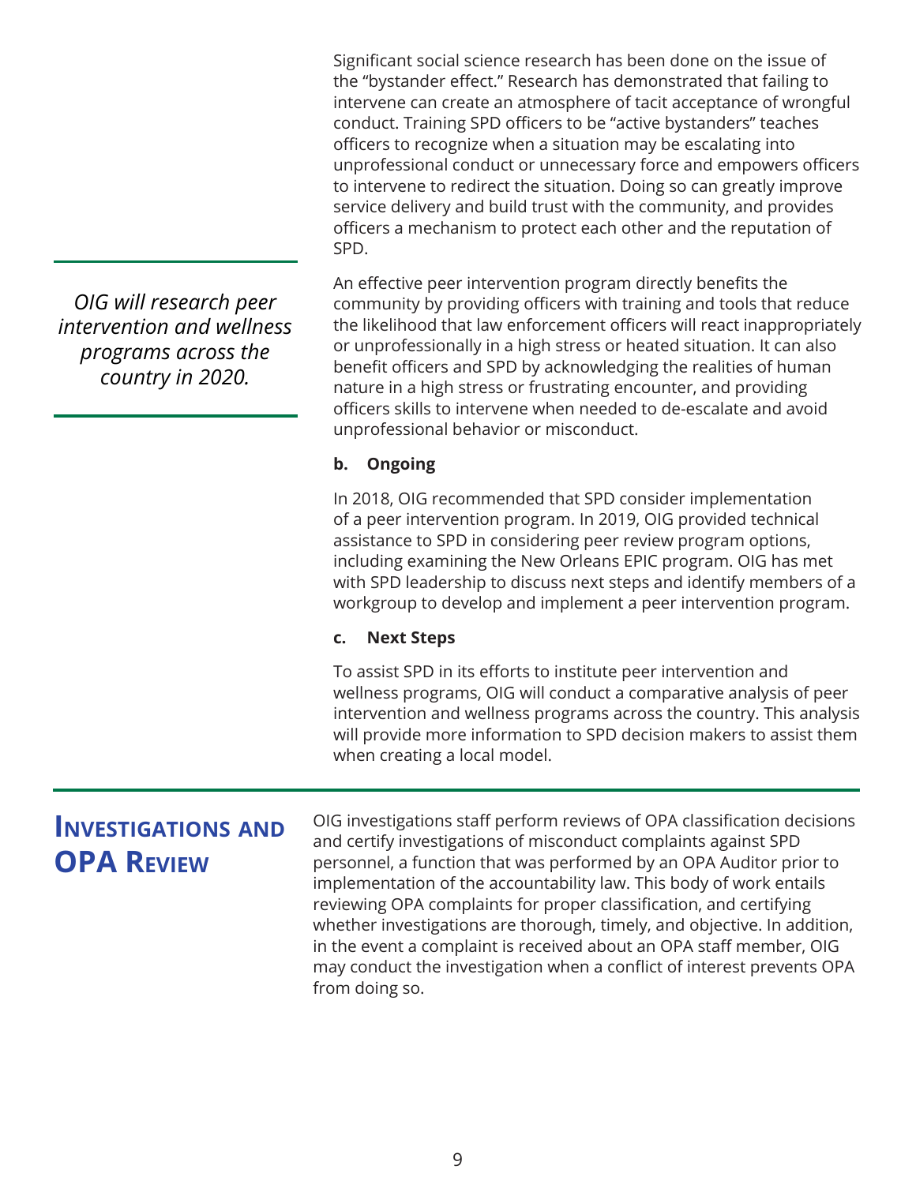Significant social science research has been done on the issue of the "bystander effect." Research has demonstrated that failing to intervene can create an atmosphere of tacit acceptance of wrongful conduct. Training SPD officers to be "active bystanders" teaches officers to recognize when a situation may be escalating into unprofessional conduct or unnecessary force and empowers officers to intervene to redirect the situation. Doing so can greatly improve service delivery and build trust with the community, and provides officers a mechanism to protect each other and the reputation of SPD.

*OIG will research peer intervention and wellness programs across the country in 2020.*

An effective peer intervention program directly benefits the community by providing officers with training and tools that reduce the likelihood that law enforcement officers will react inappropriately or unprofessionally in a high stress or heated situation. It can also benefit officers and SPD by acknowledging the realities of human nature in a high stress or frustrating encounter, and providing officers skills to intervene when needed to de-escalate and avoid unprofessional behavior or misconduct.

**b. Ongoing**

In 2018, OIG recommended that SPD consider implementation of a peer intervention program. In 2019, OIG provided technical assistance to SPD in considering peer review program options, including examining the New Orleans EPIC program. OIG has met with SPD leadership to discuss next steps and identify members of a workgroup to develop and implement a peer intervention program.

**c. Next Steps**

To assist SPD in its efforts to institute peer intervention and wellness programs, OIG will conduct a comparative analysis of peer intervention and wellness programs across the country. This analysis will provide more information to SPD decision makers to assist them when creating a local model.

## Investigations and OPA Review

OIG investigations staff perform reviews of OPA classification decisions and certify investigations of misconduct complaints against SPD personnel, a function that was performed by an OPA Auditor prior to implementation of the accountability law. This body of work entails reviewing OPA complaints for proper classification, and certifying whether investigations are thorough, timely, and objective. In addition, in the event a complaint is received about an OPA staff member, OIG may conduct the investigation when a conflict of interest prevents OPA from doing so.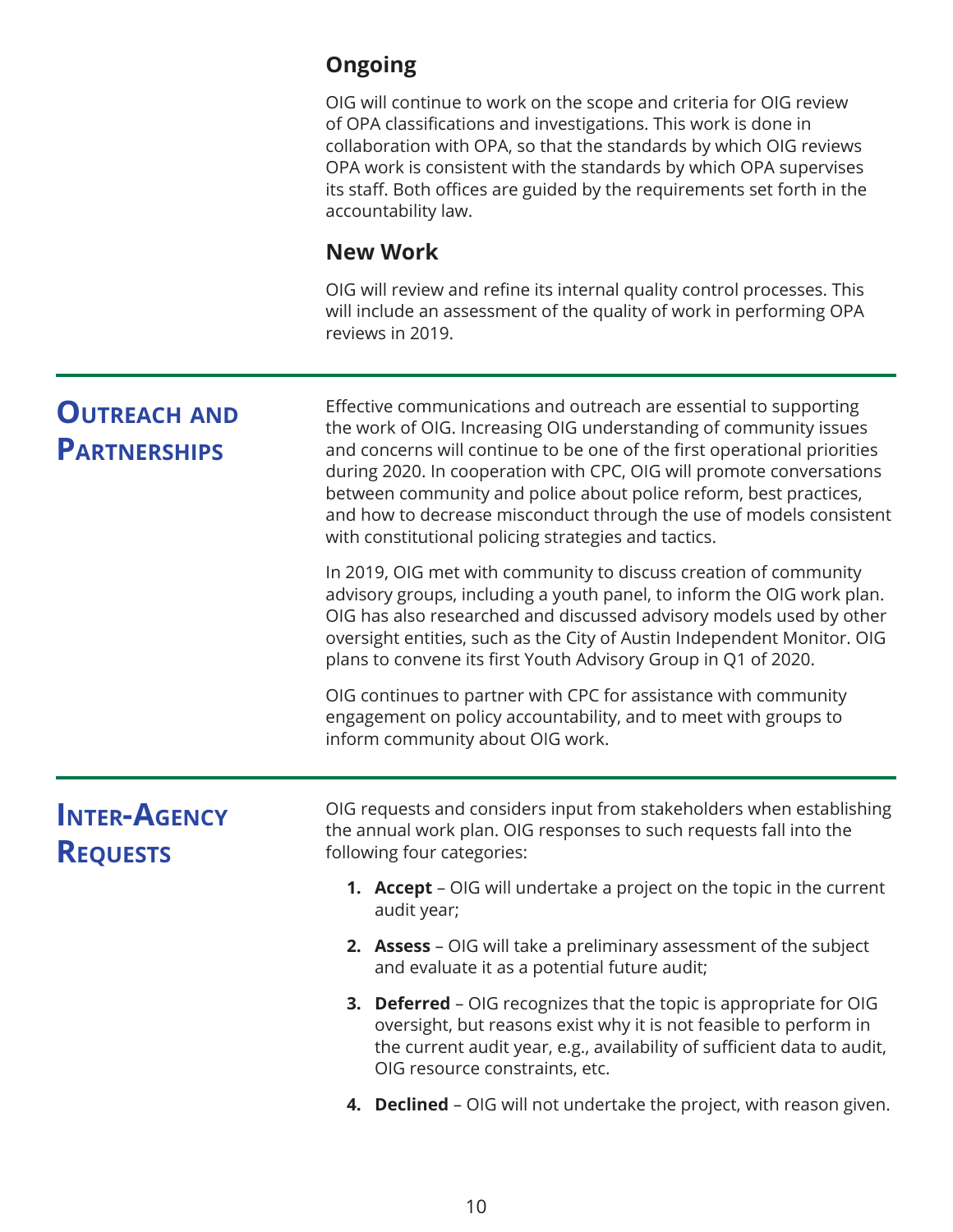### Ongoing

OIG will continue to work on the scope and criteria for OIG review of OPA classifications and investigations. This work is done in collaboration with OPA, so that the standards by which OIG reviews OPA work is consistent with the standards by which OPA supervises its staff. Both offices are guided by the requirements set forth in the accountability law.

### New Work

OIG will review and refine its internal quality control processes. This will include an assessment of the quality of work in performing OPA reviews in 2019.

## Outreach and Partnerships

Effective communications and outreach are essential to supporting the work of OIG. Increasing OIG understanding of community issues and concerns will continue to be one of the first operational priorities during 2020. In cooperation with CPC, OIG will promote conversations between community and police about police reform, best practices, and how to decrease misconduct through the use of models consistent with constitutional policing strategies and tactics.

In 2019, OIG met with community to discuss creation of community advisory groups, including a youth panel, to inform the OIG work plan. OIG has also researched and discussed advisory models used by other oversight entities, such as the City of Austin Independent Monitor. OIG plans to convene its first Youth Advisory Group in Q1 of 2020.

OIG continues to partner with CPC for assistance with community engagement on policy accountability, and to meet with groups to inform community about OIG work.

## Inter-Agency Requests

OIG requests and considers input from stakeholders when establishing the annual work plan. OIG responses to such requests fall into the following four categories:

1. **Accept** – OIG will undertake a project on the topic in the current audit year;
2. **Assess** – OIG will take a preliminary assessment of the subject and evaluate it as a potential future audit;
3. **Deferred** – OIG recognizes that the topic is appropriate for OIG oversight, but reasons exist why it is not feasible to perform in the current audit year, e.g., availability of sufficient data to audit, OIG resource constraints, etc.
4. **Declined** – OIG will not undertake the project, with reason given.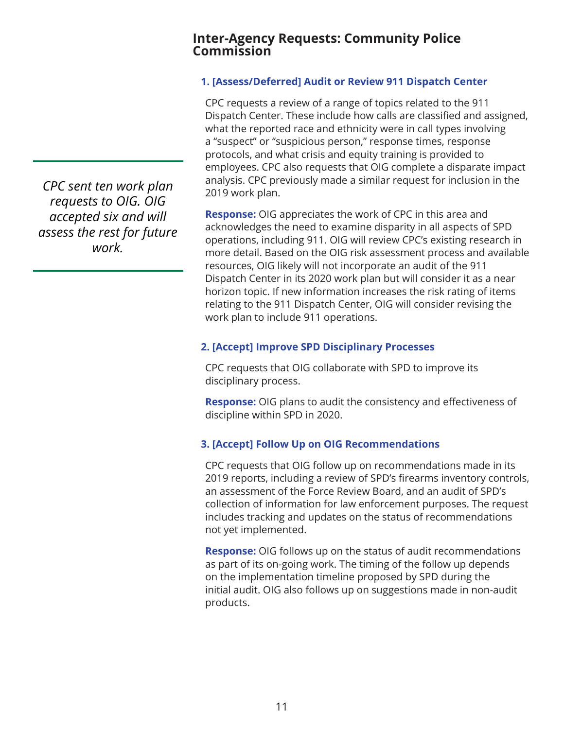## Inter-Agency Requests: Community Police Commission

*CPC sent ten work plan requests to OIG. OIG accepted six and will assess the rest for future work.*

### 1. [Assess/Deferred] Audit or Review 911 Dispatch Center

CPC requests a review of a range of topics related to the 911 Dispatch Center. These include how calls are classified and assigned, what the reported race and ethnicity were in call types involving a "suspect" or "suspicious person," response times, response protocols, and what crisis and equity training is provided to employees. CPC also requests that OIG complete a disparate impact analysis. CPC previously made a similar request for inclusion in the 2019 work plan.

**Response:** OIG appreciates the work of CPC in this area and acknowledges the need to examine disparity in all aspects of SPD operations, including 911. OIG will review CPC's existing research in more detail. Based on the OIG risk assessment process and available resources, OIG likely will not incorporate an audit of the 911 Dispatch Center in its 2020 work plan but will consider it as a near horizon topic. If new information increases the risk rating of items relating to the 911 Dispatch Center, OIG will consider revising the work plan to include 911 operations.

### 2. [Accept] Improve SPD Disciplinary Processes

CPC requests that OIG collaborate with SPD to improve its disciplinary process.

**Response:** OIG plans to audit the consistency and effectiveness of discipline within SPD in 2020.

### 3. [Accept] Follow Up on OIG Recommendations

CPC requests that OIG follow up on recommendations made in its 2019 reports, including a review of SPD's firearms inventory controls, an assessment of the Force Review Board, and an audit of SPD's collection of information for law enforcement purposes. The request includes tracking and updates on the status of recommendations not yet implemented.

**Response:** OIG follows up on the status of audit recommendations as part of its on-going work. The timing of the follow up depends on the implementation timeline proposed by SPD during the initial audit. OIG also follows up on suggestions made in non-audit products.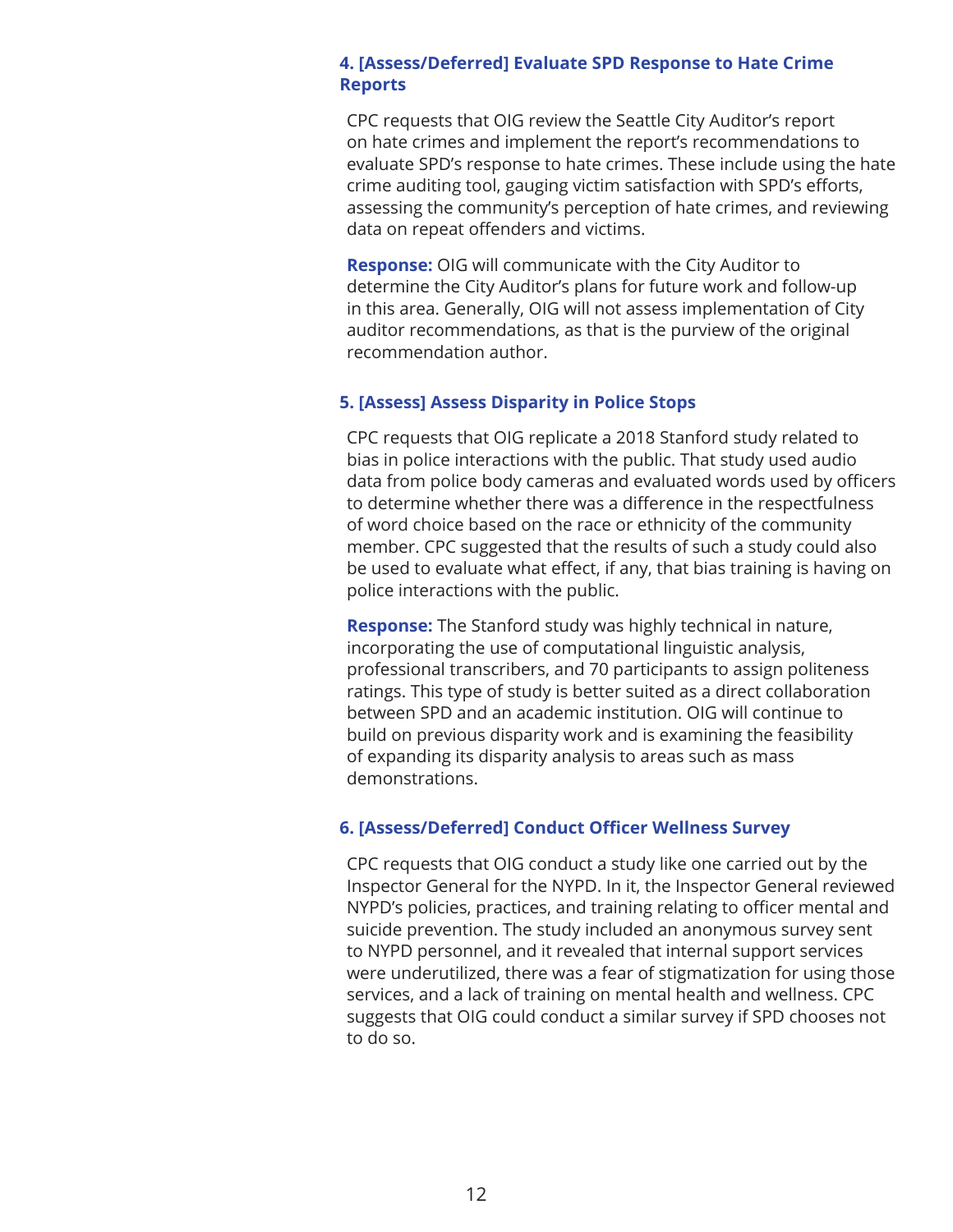### 4. [Assess/Deferred] Evaluate SPD Response to Hate Crime Reports

CPC requests that OIG review the Seattle City Auditor's report on hate crimes and implement the report's recommendations to evaluate SPD's response to hate crimes. These include using the hate crime auditing tool, gauging victim satisfaction with SPD's efforts, assessing the community's perception of hate crimes, and reviewing data on repeat offenders and victims.

**Response:** OIG will communicate with the City Auditor to determine the City Auditor's plans for future work and follow-up in this area. Generally, OIG will not assess implementation of City auditor recommendations, as that is the purview of the original recommendation author.

### 5. [Assess] Assess Disparity in Police Stops

CPC requests that OIG replicate a 2018 Stanford study related to bias in police interactions with the public. That study used audio data from police body cameras and evaluated words used by officers to determine whether there was a difference in the respectfulness of word choice based on the race or ethnicity of the community member. CPC suggested that the results of such a study could also be used to evaluate what effect, if any, that bias training is having on police interactions with the public.

**Response:** The Stanford study was highly technical in nature, incorporating the use of computational linguistic analysis, professional transcribers, and 70 participants to assign politeness ratings. This type of study is better suited as a direct collaboration between SPD and an academic institution. OIG will continue to build on previous disparity work and is examining the feasibility of expanding its disparity analysis to areas such as mass demonstrations.

### 6. [Assess/Deferred] Conduct Officer Wellness Survey

CPC requests that OIG conduct a study like one carried out by the Inspector General for the NYPD. In it, the Inspector General reviewed NYPD's policies, practices, and training relating to officer mental and suicide prevention. The study included an anonymous survey sent to NYPD personnel, and it revealed that internal support services were underutilized, there was a fear of stigmatization for using those services, and a lack of training on mental health and wellness. CPC suggests that OIG could conduct a similar survey if SPD chooses not to do so.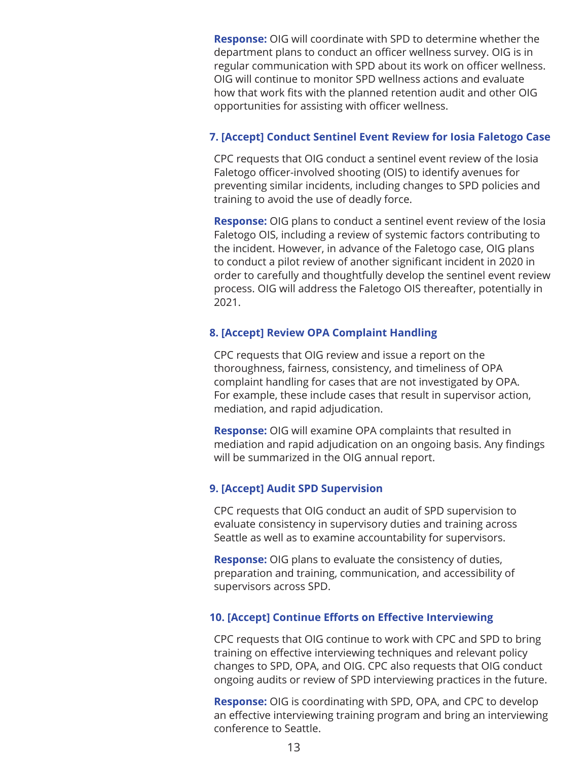**Response:** OIG will coordinate with SPD to determine whether the department plans to conduct an officer wellness survey. OIG is in regular communication with SPD about its work on officer wellness. OIG will continue to monitor SPD wellness actions and evaluate how that work fits with the planned retention audit and other OIG opportunities for assisting with officer wellness.

### 7. [Accept] Conduct Sentinel Event Review for Iosia Faletogo Case

CPC requests that OIG conduct a sentinel event review of the Iosia Faletogo officer-involved shooting (OIS) to identify avenues for preventing similar incidents, including changes to SPD policies and training to avoid the use of deadly force.

**Response:** OIG plans to conduct a sentinel event review of the Iosia Faletogo OIS, including a review of systemic factors contributing to the incident. However, in advance of the Faletogo case, OIG plans to conduct a pilot review of another significant incident in 2020 in order to carefully and thoughtfully develop the sentinel event review process. OIG will address the Faletogo OIS thereafter, potentially in 2021.

### 8. [Accept] Review OPA Complaint Handling

CPC requests that OIG review and issue a report on the thoroughness, fairness, consistency, and timeliness of OPA complaint handling for cases that are not investigated by OPA. For example, these include cases that result in supervisor action, mediation, and rapid adjudication.

**Response:** OIG will examine OPA complaints that resulted in mediation and rapid adjudication on an ongoing basis. Any findings will be summarized in the OIG annual report.

### 9. [Accept] Audit SPD Supervision

CPC requests that OIG conduct an audit of SPD supervision to evaluate consistency in supervisory duties and training across Seattle as well as to examine accountability for supervisors.

**Response:** OIG plans to evaluate the consistency of duties, preparation and training, communication, and accessibility of supervisors across SPD.

### 10. [Accept] Continue Efforts on Effective Interviewing

CPC requests that OIG continue to work with CPC and SPD to bring training on effective interviewing techniques and relevant policy changes to SPD, OPA, and OIG. CPC also requests that OIG conduct ongoing audits or review of SPD interviewing practices in the future.

**Response:** OIG is coordinating with SPD, OPA, and CPC to develop an effective interviewing training program and bring an interviewing conference to Seattle.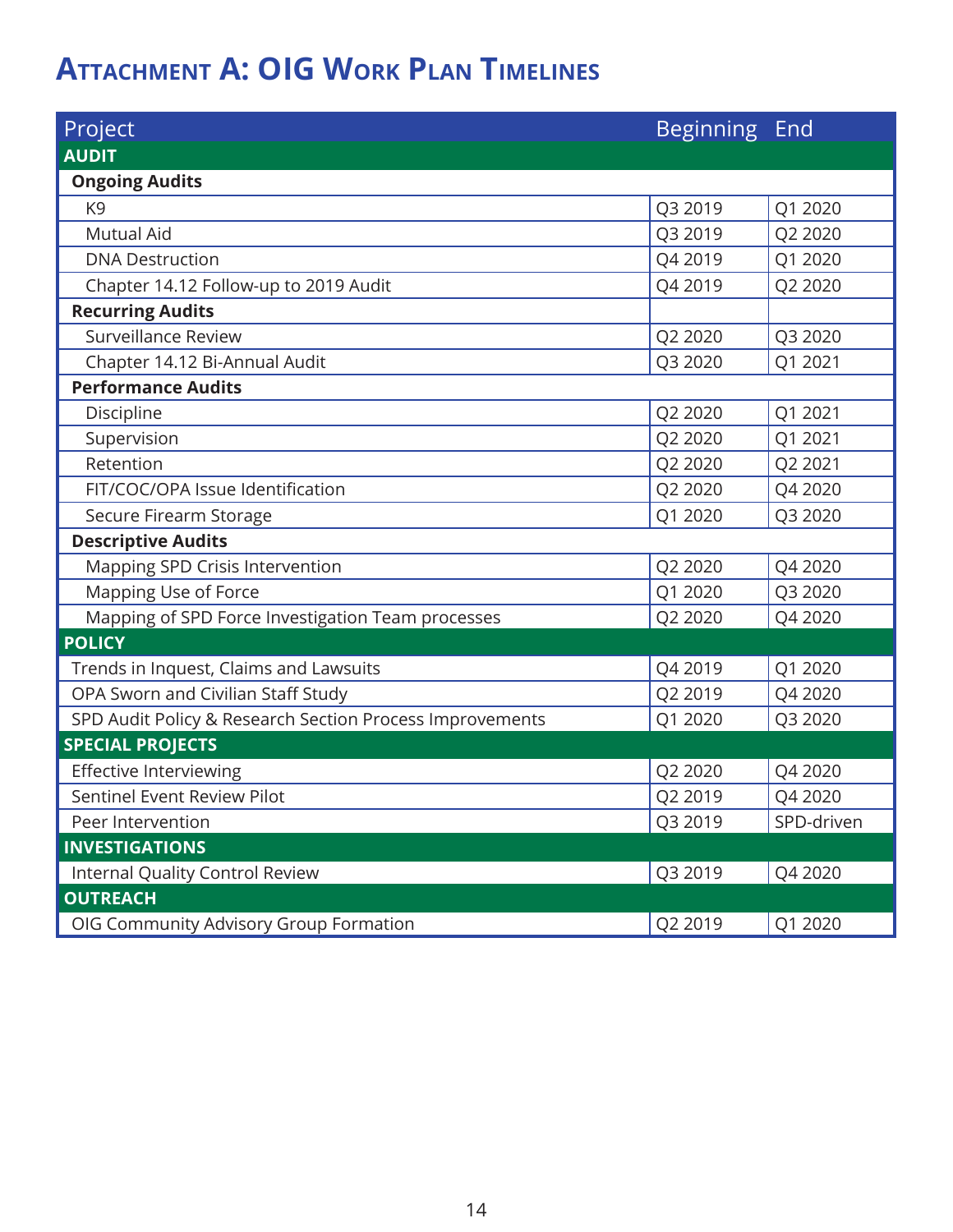## Attachment A: OIG Work Plan Timelines

| Project | Beginning | End |
|---|---|---|
| **AUDIT** | | |
| **Ongoing Audits** | | |
| K9 | Q3 2019 | Q1 2020 |
| Mutual Aid | Q3 2019 | Q2 2020 |
| DNA Destruction | Q4 2019 | Q1 2020 |
| Chapter 14.12 Follow-up to 2019 Audit | Q4 2019 | Q2 2020 |
| **Recurring Audits** | | |
| Surveillance Review | Q2 2020 | Q3 2020 |
| Chapter 14.12 Bi-Annual Audit | Q3 2020 | Q1 2021 |
| **Performance Audits** | | |
| Discipline | Q2 2020 | Q1 2021 |
| Supervision | Q2 2020 | Q1 2021 |
| Retention | Q2 2020 | Q2 2021 |
| FIT/COC/OPA Issue Identification | Q2 2020 | Q4 2020 |
| Secure Firearm Storage | Q1 2020 | Q3 2020 |
| **Descriptive Audits** | | |
| Mapping SPD Crisis Intervention | Q2 2020 | Q4 2020 |
| Mapping Use of Force | Q1 2020 | Q3 2020 |
| Mapping of SPD Force Investigation Team processes | Q2 2020 | Q4 2020 |
| **POLICY** | | |
| Trends in Inquest, Claims and Lawsuits | Q4 2019 | Q1 2020 |
| OPA Sworn and Civilian Staff Study | Q2 2019 | Q4 2020 |
| SPD Audit Policy & Research Section Process Improvements | Q1 2020 | Q3 2020 |
| **SPECIAL PROJECTS** | | |
| Effective Interviewing | Q2 2020 | Q4 2020 |
| Sentinel Event Review Pilot | Q2 2019 | Q4 2020 |
| Peer Intervention | Q3 2019 | SPD-driven |
| **INVESTIGATIONS** | | |
| Internal Quality Control Review | Q3 2019 | Q4 2020 |
| **OUTREACH** | | |
| OIG Community Advisory Group Formation | Q2 2019 | Q1 2020 |